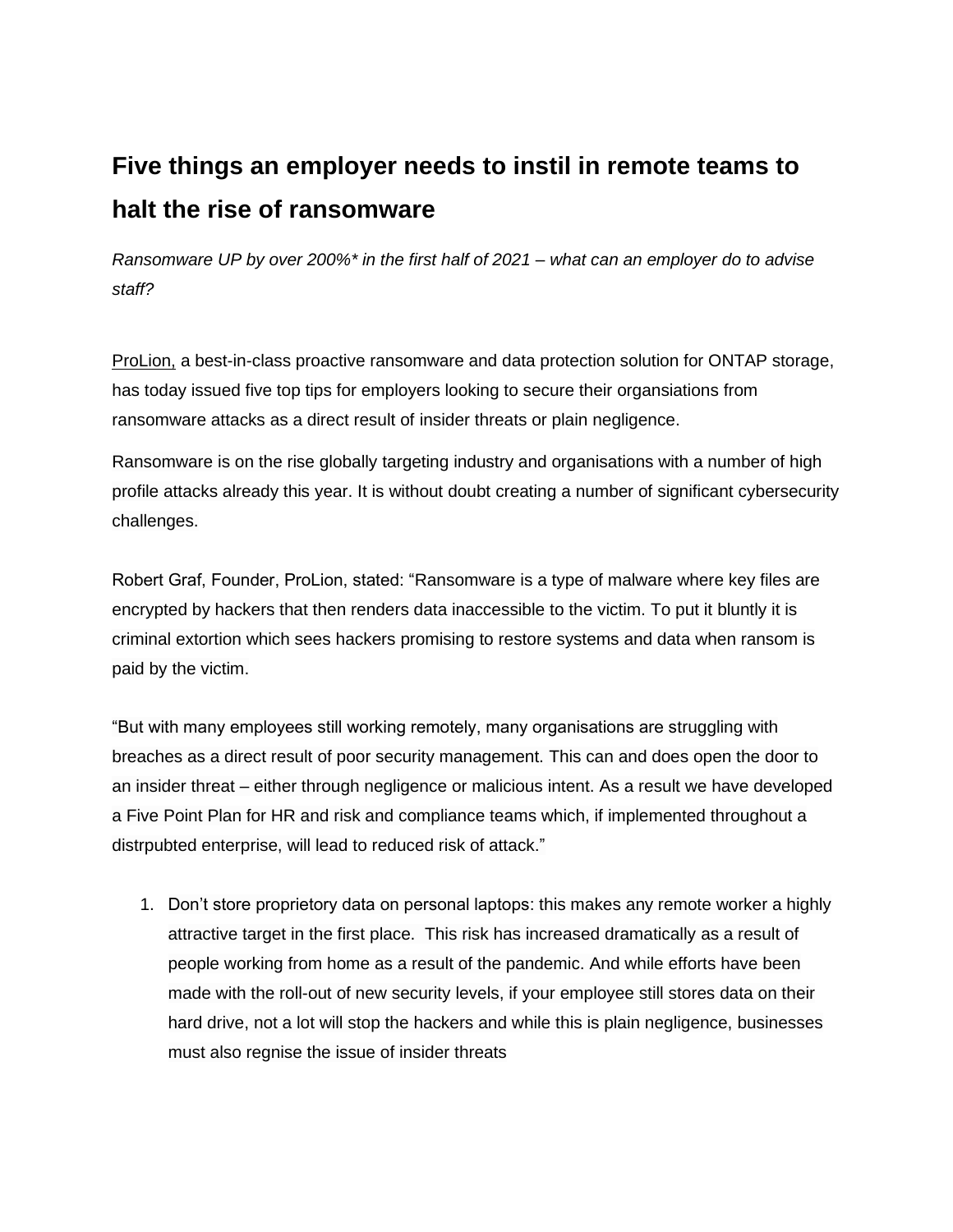# Five things an employer needs to instil in remote teams to halt the rise of ransomware

*Ransomware UP by over 200%\* in the first half of 2021 – what can an employer do to advise staff?*

ProLion, a best-in-class proactive ransomware and data protection solution for ONTAP storage, has today issued five top tips for employers looking to secure their organsiations from ransomware attacks as a direct result of insider threats or plain negligence.

Ransomware is on the rise globally targeting industry and organisations with a number of high profile attacks already this year. It is without doubt creating a number of significant cybersecurity challenges.

Robert Graf, Founder, ProLion, stated: "Ransomware is a type of malware where key files are encrypted by hackers that then renders data inaccessible to the victim. To put it bluntly it is criminal extortion which sees hackers promising to restore systems and data when ransom is paid by the victim.

"But with many employees still working remotely, many organisations are struggling with breaches as a direct result of poor security management. This can and does open the door to an insider threat – either through negligence or malicious intent. As a result we have developed a Five Point Plan for HR and risk and compliance teams which, if implemented throughout a distrpubted enterprise, will lead to reduced risk of attack."

1. Don't store proprietory data on personal laptops: this makes any remote worker a highly attractive target in the first place. This risk has increased dramatically as a result of people working from home as a result of the pandemic. And while efforts have been made with the roll-out of new security levels, if your employee still stores data on their hard drive, not a lot will stop the hackers and while this is plain negligence, businesses must also regnise the issue of insider threats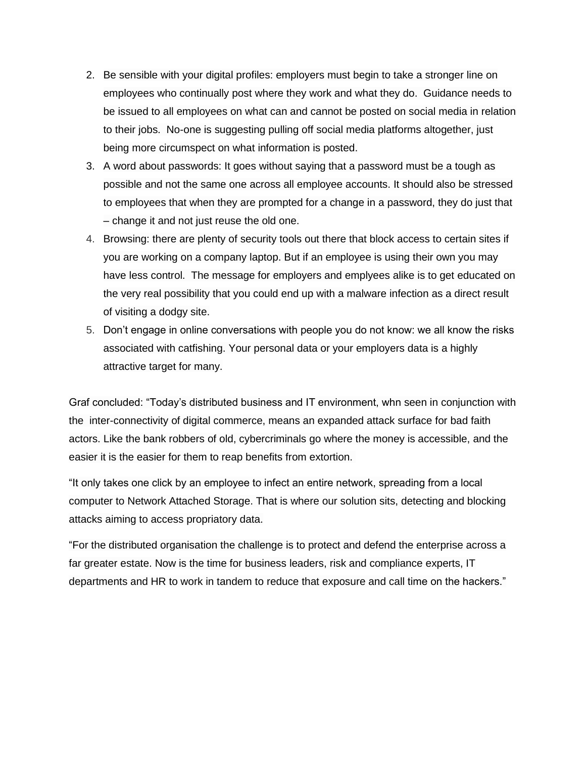2. Be sensible with your digital profiles: employers must begin to take a stronger line on employees who continually post where they work and what they do.  Guidance needs to be issued to all employees on what can and cannot be posted on social media in relation to their jobs.  No-one is suggesting pulling off social media platforms altogether, just being more circumspect on what information is posted.
3. A word about passwords: It goes without saying that a password must be a tough as possible and not the same one across all employee accounts. It should also be stressed to employees that when they are prompted for a change in a password, they do just that – change it and not just reuse the old one.
4. Browsing: there are plenty of security tools out there that block access to certain sites if you are working on a company laptop. But if an employee is using their own you may have less control.  The message for employers and emplyees alike is to get educated on the very real possibility that you could end up with a malware infection as a direct result of visiting a dodgy site.
5. Don't engage in online conversations with people you do not know: we all know the risks associated with catfishing. Your personal data or your employers data is a highly attractive target for many.

Graf concluded: "Today's distributed business and IT environment, whn seen in conjunction with the  inter-connectivity of digital commerce, means an expanded attack surface for bad faith actors. Like the bank robbers of old, cybercriminals go where the money is accessible, and the easier it is the easier for them to reap benefits from extortion.

"It only takes one click by an employee to infect an entire network, spreading from a local computer to Network Attached Storage. That is where our solution sits, detecting and blocking attacks aiming to access propriatory data.

"For the distributed organisation the challenge is to protect and defend the enterprise across a far greater estate. Now is the time for business leaders, risk and compliance experts, IT departments and HR to work in tandem to reduce that exposure and call time on the hackers."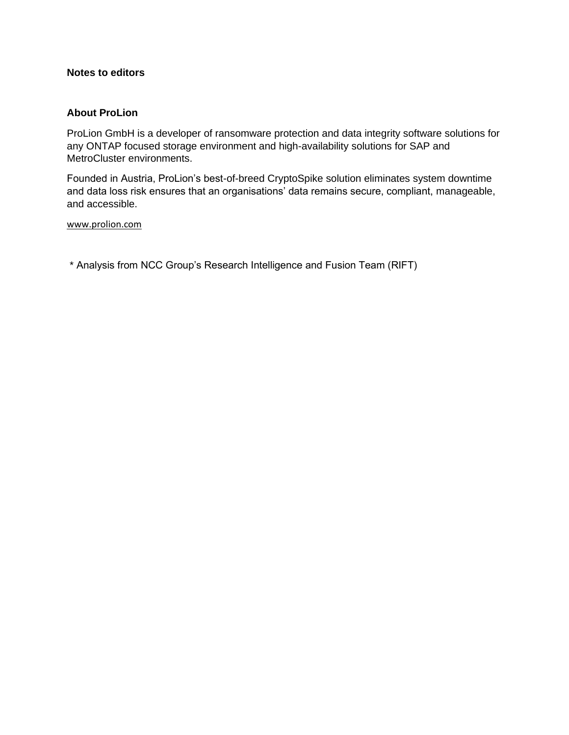**Notes to editors**

**About ProLion**

ProLion GmbH is a developer of ransomware protection and data integrity software solutions for any ONTAP focused storage environment and high-availability solutions for SAP and MetroCluster environments.

Founded in Austria, ProLion's best-of-breed CryptoSpike solution eliminates system downtime and data loss risk ensures that an organisations' data remains secure, compliant, manageable, and accessible.

www.prolion.com

* Analysis from NCC Group's Research Intelligence and Fusion Team (RIFT)